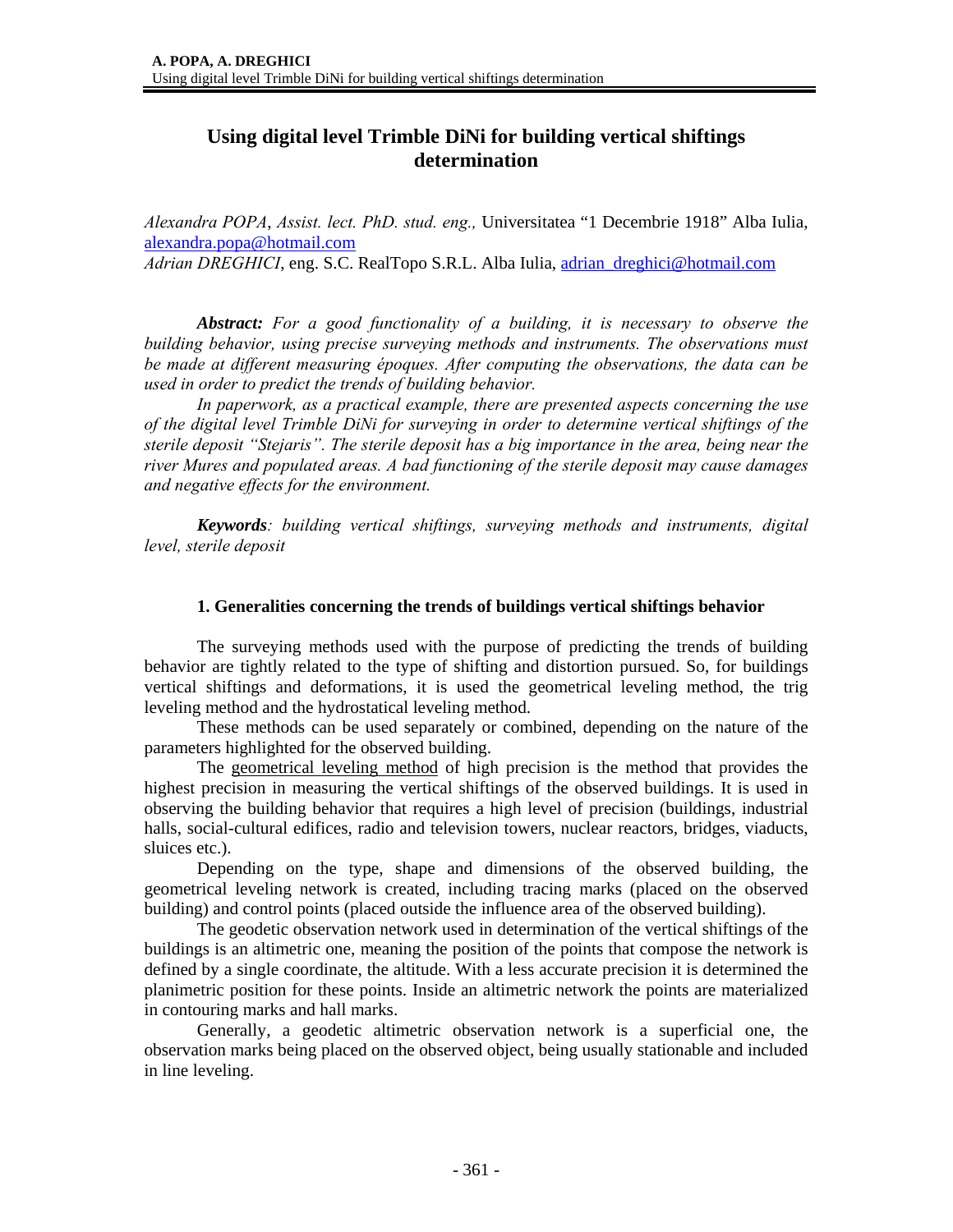# Using digital level Trimble DiNi for building vertical shiftings determination

*Alexandra POPA, Assist. lect. PhD. stud. eng.,* Universitatea "1 Decembrie 1918" Alba Iulia, alexandra.popa@hotmail.com
*Adrian DREGHICI,* eng. S.C. RealTopo S.R.L. Alba Iulia, adrian_dreghici@hotmail.com

***Abstract:*** *For a good functionality of a building, it is necessary to observe the building behavior, using precise surveying methods and instruments. The observations must be made at different measuring époques. After computing the observations, the data can be used in order to predict the trends of building behavior.*

*In paperwork, as a practical example, there are presented aspects concerning the use of the digital level Trimble DiNi for surveying in order to determine vertical shiftings of the sterile deposit "Stejaris". The sterile deposit has a big importance in the area, being near the river Mures and populated areas. A bad functioning of the sterile deposit may cause damages and negative effects for the environment.*

***Keywords****: building vertical shiftings, surveying methods and instruments, digital level, sterile deposit*

## 1. Generalities concerning the trends of buildings vertical shiftings behavior

The surveying methods used with the purpose of predicting the trends of building behavior are tightly related to the type of shifting and distortion pursued. So, for buildings vertical shiftings and deformations, it is used the geometrical leveling method, the trig leveling method and the hydrostatical leveling method.

These methods can be used separately or combined, depending on the nature of the parameters highlighted for the observed building.

The geometrical leveling method of high precision is the method that provides the highest precision in measuring the vertical shiftings of the observed buildings. It is used in observing the building behavior that requires a high level of precision (buildings, industrial halls, social-cultural edifices, radio and television towers, nuclear reactors, bridges, viaducts, sluices etc.).

Depending on the type, shape and dimensions of the observed building, the geometrical leveling network is created, including tracing marks (placed on the observed building) and control points (placed outside the influence area of the observed building).

The geodetic observation network used in determination of the vertical shiftings of the buildings is an altimetric one, meaning the position of the points that compose the network is defined by a single coordinate, the altitude. With a less accurate precision it is determined the planimetric position for these points. Inside an altimetric network the points are materialized in contouring marks and hall marks.

Generally, a geodetic altimetric observation network is a superficial one, the observation marks being placed on the observed object, being usually stationable and included in line leveling.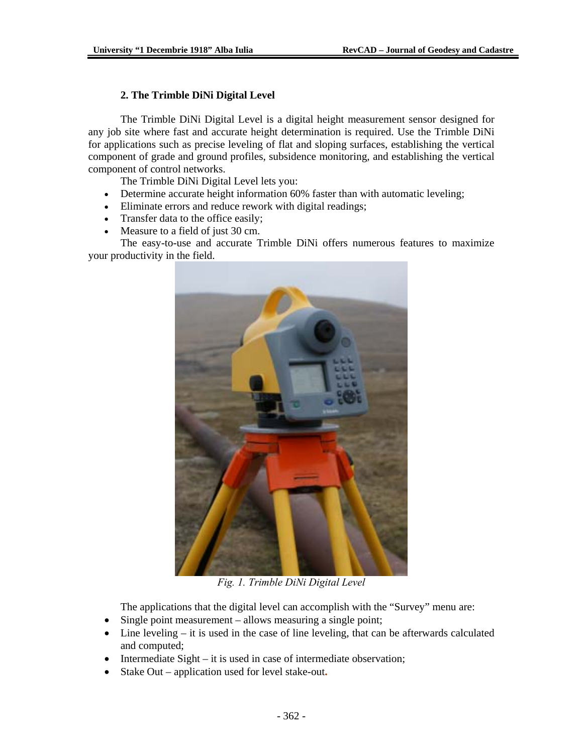## 2. The Trimble DiNi Digital Level

The Trimble DiNi Digital Level is a digital height measurement sensor designed for any job site where fast and accurate height determination is required. Use the Trimble DiNi for applications such as precise leveling of flat and sloping surfaces, establishing the vertical component of grade and ground profiles, subsidence monitoring, and establishing the vertical component of control networks.

The Trimble DiNi Digital Level lets you:

- Determine accurate height information 60% faster than with automatic leveling;
- Eliminate errors and reduce rework with digital readings;
- Transfer data to the office easily;
- Measure to a field of just 30 cm.

The easy-to-use and accurate Trimble DiNi offers numerous features to maximize your productivity in the field.

*Fig. 1. Trimble DiNi Digital Level*

The applications that the digital level can accomplish with the "Survey" menu are:

- Single point measurement – allows measuring a single point;
- Line leveling – it is used in the case of line leveling, that can be afterwards calculated and computed;
- Intermediate Sight – it is used in case of intermediate observation;
- Stake Out – application used for level stake-out.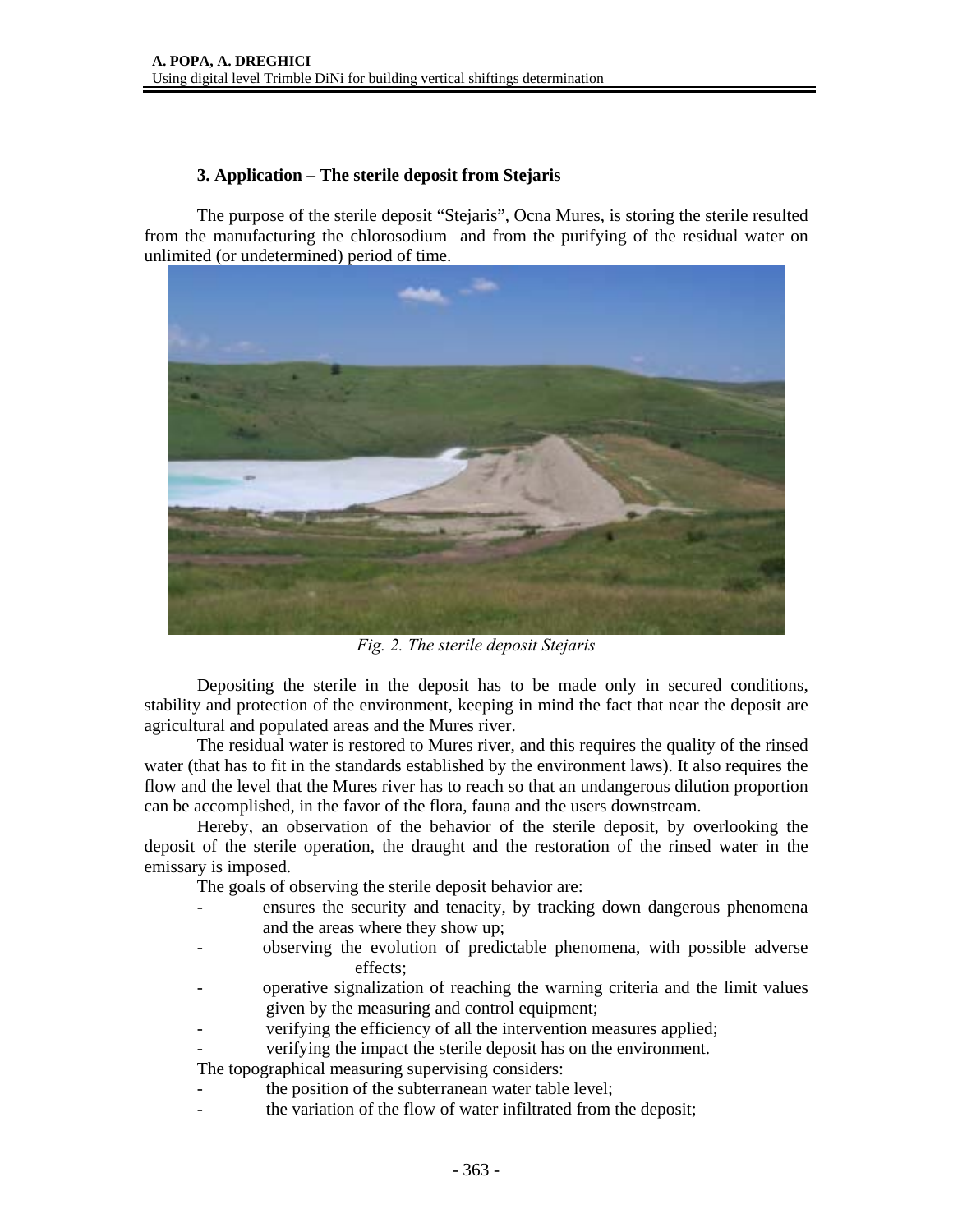### 3. Application – The sterile deposit from Stejaris

The purpose of the sterile deposit "Stejaris", Ocna Mures, is storing the sterile resulted from the manufacturing the chlorosodium and from the purifying of the residual water on unlimited (or undetermined) period of time.

*Fig. 2. The sterile deposit Stejaris*

Depositing the sterile in the deposit has to be made only in secured conditions, stability and protection of the environment, keeping in mind the fact that near the deposit are agricultural and populated areas and the Mures river.

The residual water is restored to Mures river, and this requires the quality of the rinsed water (that has to fit in the standards established by the environment laws). It also requires the flow and the level that the Mures river has to reach so that an undangerous dilution proportion can be accomplished, in the favor of the flora, fauna and the users downstream.

Hereby, an observation of the behavior of the sterile deposit, by overlooking the deposit of the sterile operation, the draught and the restoration of the rinsed water in the emissary is imposed.

The goals of observing the sterile deposit behavior are:

- ensures the security and tenacity, by tracking down dangerous phenomena and the areas where they show up;
- observing the evolution of predictable phenomena, with possible adverse effects;
- operative signalization of reaching the warning criteria and the limit values given by the measuring and control equipment;
- verifying the efficiency of all the intervention measures applied;
- verifying the impact the sterile deposit has on the environment.

The topographical measuring supervising considers:

- the position of the subterranean water table level;
- the variation of the flow of water infiltrated from the deposit;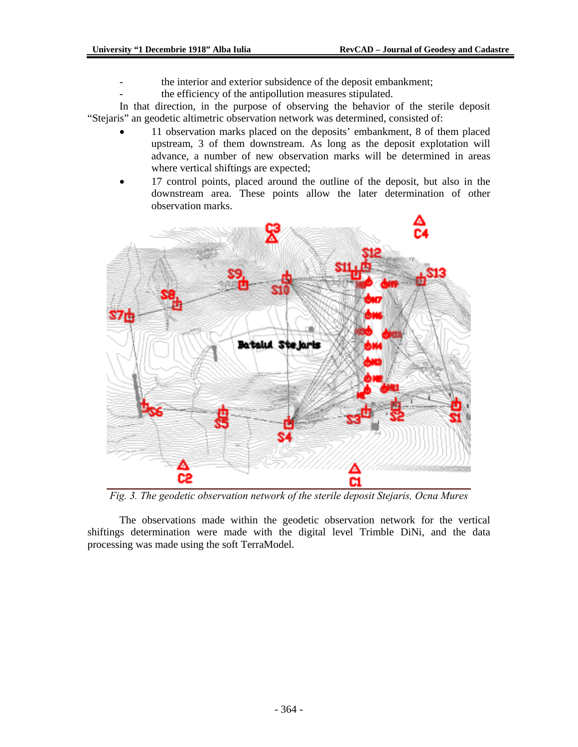- the interior and exterior subsidence of the deposit embankment;
- the efficiency of the antipollution measures stipulated.

In that direction, in the purpose of observing the behavior of the sterile deposit "Stejaris" an geodetic altimetric observation network was determined, consisted of:

- 11 observation marks placed on the deposits' embankment, 8 of them placed upstream, 3 of them downstream. As long as the deposit explotation will advance, a number of new observation marks will be determined in areas where vertical shiftings are expected;
- 17 control points, placed around the outline of the deposit, but also in the downstream area. These points allow the later determination of other observation marks.

*Fig. 3. The geodetic observation network of the sterile deposit Stejaris, Ocna Mures*

The observations made within the geodetic observation network for the vertical shiftings determination were made with the digital level Trimble DiNi, and the data processing was made using the soft TerraModel.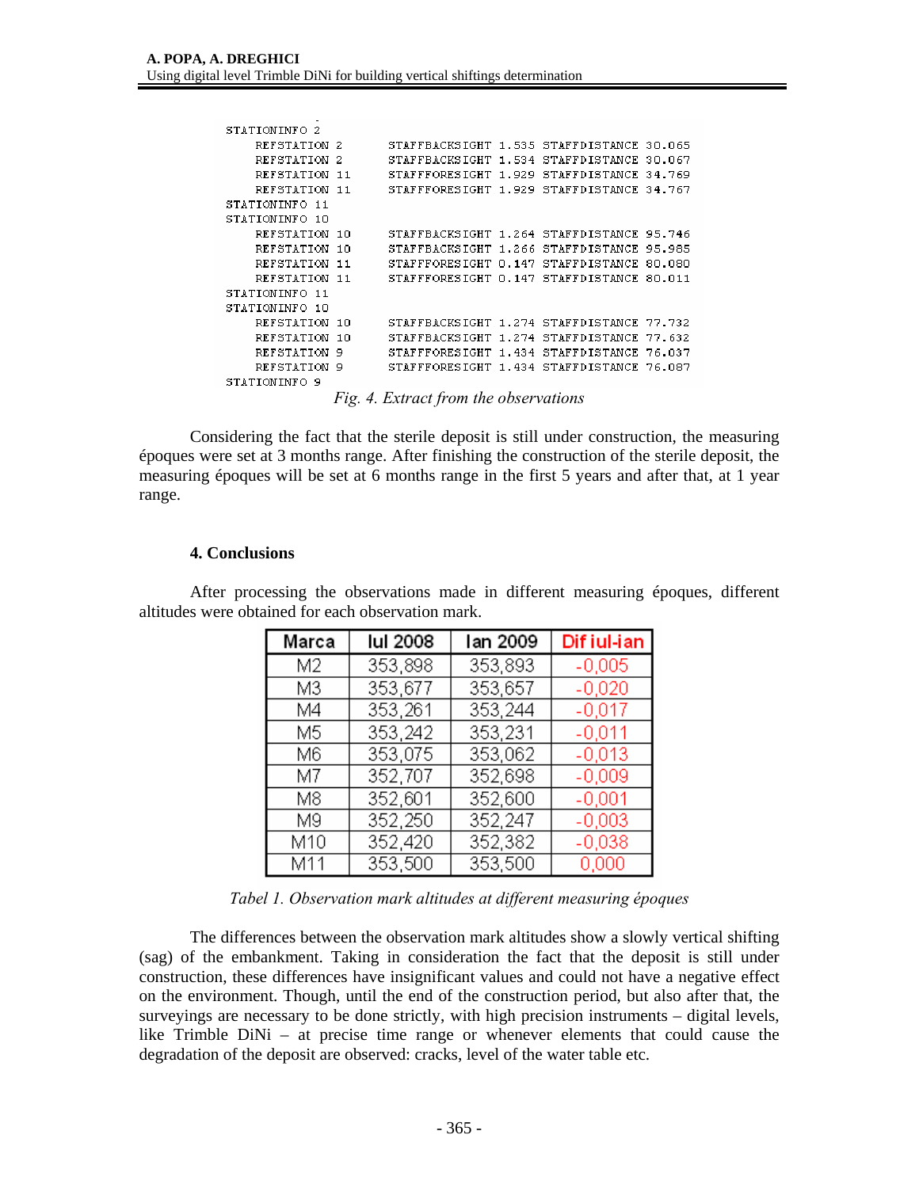```
STATIONINFO 2
    REFSTATION 2      STAFFBACKSIGHT 1.535 STAFFDISTANCE 30.065
    REFSTATION 2      STAFFBACKSIGHT 1.534 STAFFDISTANCE 30.067
    REFSTATION 11     STAFFFORESIGHT 1.929 STAFFDISTANCE 34.769
    REFSTATION 11     STAFFFORESIGHT 1.929 STAFFDISTANCE 34.767
STATIONINFO 11
STATIONINFO 10
    REFSTATION 10     STAFFBACKSIGHT 1.264 STAFFDISTANCE 95.746
    REFSTATION 10     STAFFBACKSIGHT 1.266 STAFFDISTANCE 95.985
    REFSTATION 11     STAFFFORESIGHT 0.147 STAFFDISTANCE 80.080
    REFSTATION 11     STAFFFORESIGHT 0.147 STAFFDISTANCE 80.011
STATIONINFO 11
STATIONINFO 10
    REFSTATION 10     STAFFBACKSIGHT 1.274 STAFFDISTANCE 77.732
    REFSTATION 10     STAFFBACKSIGHT 1.274 STAFFDISTANCE 77.632
    REFSTATION 9      STAFFFORESIGHT 1.434 STAFFDISTANCE 76.037
    REFSTATION 9      STAFFFORESIGHT 1.434 STAFFDISTANCE 76.087
STATIONINFO 9
```

*Fig. 4. Extract from the observations*

Considering the fact that the sterile deposit is still under construction, the measuring époques were set at 3 months range. After finishing the construction of the sterile deposit, the measuring époques will be set at 6 months range in the first 5 years and after that, at 1 year range.

## 4. Conclusions

After processing the observations made in different measuring époques, different altitudes were obtained for each observation mark.

| Marca | Iul 2008 | Ian 2009 | Dif iul-ian |
|---|---|---|---|
| M2 | 353,898 | 353,893 | -0,005 |
| M3 | 353,677 | 353,657 | -0,020 |
| M4 | 353,261 | 353,244 | -0,017 |
| M5 | 353,242 | 353,231 | -0,011 |
| M6 | 353,075 | 353,062 | -0,013 |
| M7 | 352,707 | 352,698 | -0,009 |
| M8 | 352,601 | 352,600 | -0,001 |
| M9 | 352,250 | 352,247 | -0,003 |
| M10 | 352,420 | 352,382 | -0,038 |
| M11 | 353,500 | 353,500 | 0,000 |

*Tabel 1. Observation mark altitudes at different measuring époques*

The differences between the observation mark altitudes show a slowly vertical shifting (sag) of the embankment. Taking in consideration the fact that the deposit is still under construction, these differences have insignificant values and could not have a negative effect on the environment. Though, until the end of the construction period, but also after that, the surveyings are necessary to be done strictly, with high precision instruments – digital levels, like Trimble DiNi – at precise time range or whenever elements that could cause the degradation of the deposit are observed: cracks, level of the water table etc.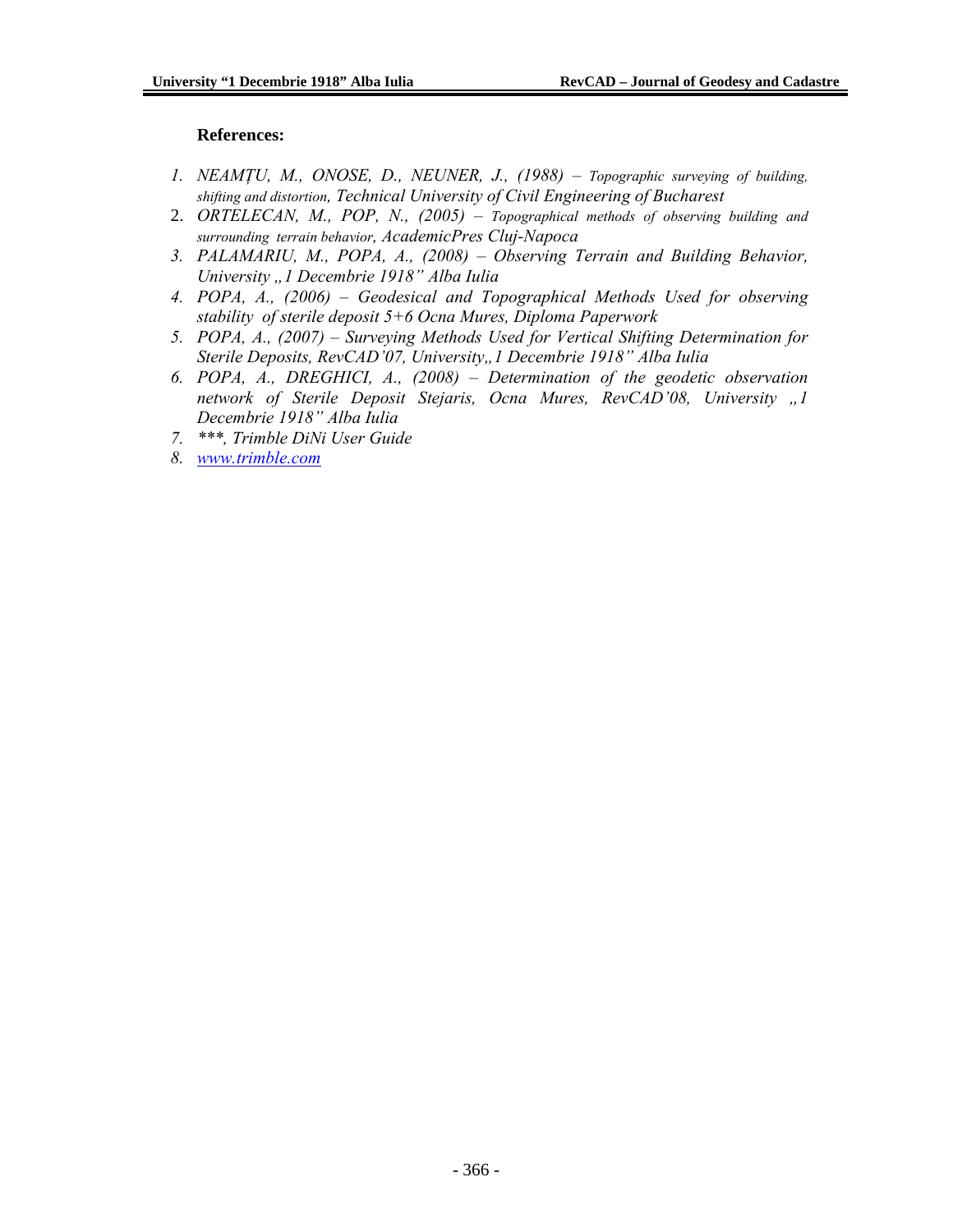**References:**

1. *NEAMȚU, M., ONOSE, D., NEUNER, J., (1988) – Topographic surveying of building, shifting and distortion, Technical University of Civil Engineering of Bucharest*
2. *ORTELECAN, M., POP, N., (2005) – Topographical methods of observing building and surrounding terrain behavior, AcademicPres Cluj-Napoca*
3. *PALAMARIU, M., POPA, A., (2008) – Observing Terrain and Building Behavior, University „1 Decembrie 1918" Alba Iulia*
4. *POPA, A., (2006) – Geodesical and Topographical Methods Used for observing stability of sterile deposit 5+6 Ocna Mures, Diploma Paperwork*
5. *POPA, A., (2007) – Surveying Methods Used for Vertical Shifting Determination for Sterile Deposits, RevCAD'07, University„1 Decembrie 1918" Alba Iulia*
6. *POPA, A., DREGHICI, A., (2008) – Determination of the geodetic observation network of Sterile Deposit Stejaris, Ocna Mures, RevCAD'08, University „1 Decembrie 1918" Alba Iulia*
7. *\*\*\*, Trimble DiNi User Guide*
8. *www.trimble.com*